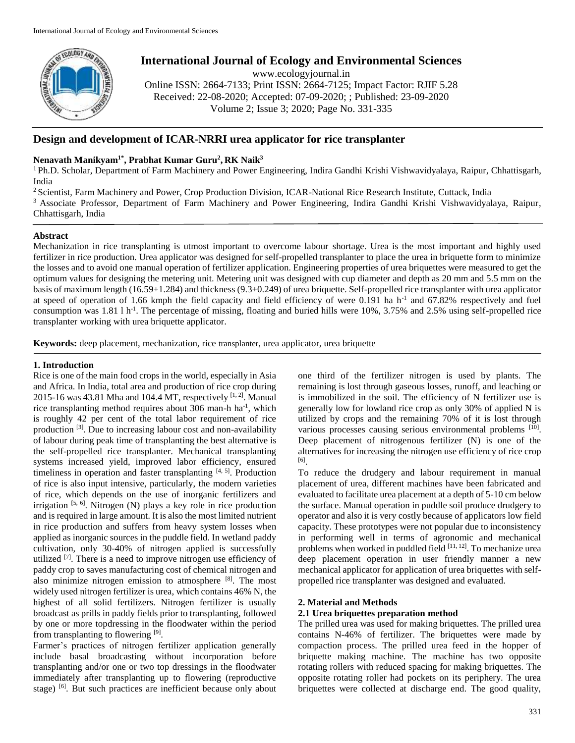# Design and development of ICAR-NRRI urea applicator for rice transplanter

**Nenavath Manikyam[1*], Prabhat Kumar Guru[2], RK Naik[3]**

[1] Ph.D. Scholar, Department of Farm Machinery and Power Engineering, Indira Gandhi Krishi Vishwavidyalaya, Raipur, Chhattisgarh, India

[2] Scientist, Farm Machinery and Power, Crop Production Division, ICAR-National Rice Research Institute, Cuttack, India

[3] Associate Professor, Department of Farm Machinery and Power Engineering, Indira Gandhi Krishi Vishwavidyalaya, Raipur, Chhattisgarh, India

## Abstract

Mechanization in rice transplanting is utmost important to overcome labour shortage. Urea is the most important and highly used fertilizer in rice production. Urea applicator was designed for self-propelled transplanter to place the urea in briquette form to minimize the losses and to avoid one manual operation of fertilizer application. Engineering properties of urea briquettes were measured to get the optimum values for designing the metering unit. Metering unit was designed with cup diameter and depth as 20 mm and 5.5 mm on the basis of maximum length (16.59±1.284) and thickness (9.3±0.249) of urea briquette. Self-propelled rice transplanter with urea applicator at speed of operation of 1.66 kmph the field capacity and field efficiency of were 0.191 ha $h^{-1}$ and 67.82% respectively and fuel consumption was 1.81 l $h^{-1}$. The percentage of missing, floating and buried hills were 10%, 3.75% and 2.5% using self-propelled rice transplanter working with urea briquette applicator.

**Keywords:** deep placement, mechanization, rice transplanter, urea applicator, urea briquette

## 1. Introduction

Rice is one of the main food crops in the world, especially in Asia and Africa. In India, total area and production of rice crop during 2015-16 was 43.81 Mha and 104.4 MT, respectively [1, 2]. Manual rice transplanting method requires about 306 man-h $ha^{-1}$, which is roughly 42 per cent of the total labor requirement of rice production [3]. Due to increasing labour cost and non-availability of labour during peak time of transplanting the best alternative is the self-propelled rice transplanter. Mechanical transplanting systems increased yield, improved labor efficiency, ensured timeliness in operation and faster transplanting [4, 5]. Production of rice is also input intensive, particularly, the modern varieties of rice, which depends on the use of inorganic fertilizers and irrigation [5, 6]. Nitrogen (N) plays a key role in rice production and is required in large amount. It is also the most limited nutrient in rice production and suffers from heavy system losses when applied as inorganic sources in the puddle field. In wetland paddy cultivation, only 30-40% of nitrogen applied is successfully utilized [7]. There is a need to improve nitrogen use efficiency of paddy crop to saves manufacturing cost of chemical nitrogen and also minimize nitrogen emission to atmosphere [8]. The most widely used nitrogen fertilizer is urea, which contains 46% N, the highest of all solid fertilizers. Nitrogen fertilizer is usually broadcast as prills in paddy fields prior to transplanting, followed by one or more topdressing in the floodwater within the period from transplanting to flowering [9].

Farmer's practices of nitrogen fertilizer application generally include basal broadcasting without incorporation before transplanting and/or one or two top dressings in the floodwater immediately after transplanting up to flowering (reproductive stage) [6]. But such practices are inefficient because only about one third of the fertilizer nitrogen is used by plants. The remaining is lost through gaseous losses, runoff, and leaching or is immobilized in the soil. The efficiency of N fertilizer use is generally low for lowland rice crop as only 30% of applied N is utilized by crops and the remaining 70% of it is lost through various processes causing serious environmental problems [10]. Deep placement of nitrogenous fertilizer (N) is one of the alternatives for increasing the nitrogen use efficiency of rice crop [6].

To reduce the drudgery and labour requirement in manual placement of urea, different machines have been fabricated and evaluated to facilitate urea placement at a depth of 5-10 cm below the surface. Manual operation in puddle soil produce drudgery to operator and also it is very costly because of applicators low field capacity. These prototypes were not popular due to inconsistency in performing well in terms of agronomic and mechanical problems when worked in puddled field [11, 12]. To mechanize urea deep placement operation in user friendly manner a new mechanical applicator for application of urea briquettes with self-propelled rice transplanter was designed and evaluated.

## 2. Material and Methods

### 2.1 Urea briquettes preparation method

The prilled urea was used for making briquettes. The prilled urea contains N-46% of fertilizer. The briquettes were made by compaction process. The prilled urea feed in the hopper of briquette making machine. The machine has two opposite rotating rollers with reduced spacing for making briquettes. The opposite rotating roller had pockets on its periphery. The urea briquettes were collected at discharge end. The good quality,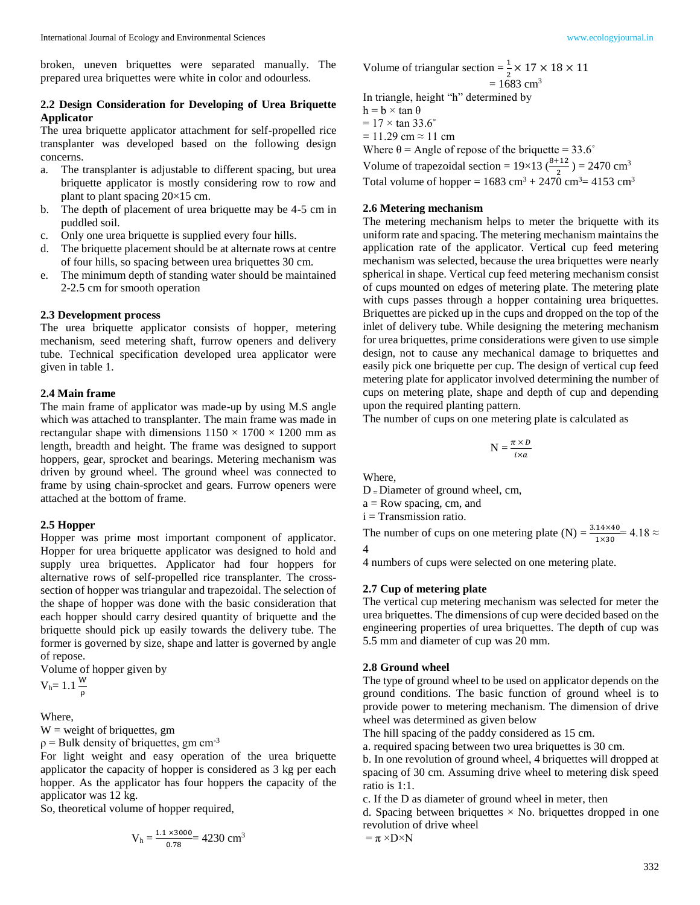broken, uneven briquettes were separated manually. The prepared urea briquettes were white in color and odourless.

### 2.2 Design Consideration for Developing of Urea Briquette Applicator

The urea briquette applicator attachment for self-propelled rice transplanter was developed based on the following design concerns.

a. The transplanter is adjustable to different spacing, but urea briquette applicator is mostly considering row to row and plant to plant spacing 20×15 cm.
b. The depth of placement of urea briquette may be 4-5 cm in puddled soil.
c. Only one urea briquette is supplied every four hills.
d. The briquette placement should be at alternate rows at centre of four hills, so spacing between urea briquettes 30 cm.
e. The minimum depth of standing water should be maintained 2-2.5 cm for smooth operation

### 2.3 Development process

The urea briquette applicator consists of hopper, metering mechanism, seed metering shaft, furrow openers and delivery tube. Technical specification developed urea applicator were given in table 1.

### 2.4 Main frame

The main frame of applicator was made-up by using M.S angle which was attached to transplanter. The main frame was made in rectangular shape with dimensions 1150 × 1700 × 1200 mm as length, breadth and height. The frame was designed to support hoppers, gear, sprocket and bearings. Metering mechanism was driven by ground wheel. The ground wheel was connected to frame by using chain-sprocket and gears. Furrow openers were attached at the bottom of frame.

### 2.5 Hopper

Hopper was prime most important component of applicator. Hopper for urea briquette applicator was designed to hold and supply urea briquettes. Applicator had four hoppers for alternative rows of self-propelled rice transplanter. The cross-section of hopper was triangular and trapezoidal. The selection of the shape of hopper was done with the basic consideration that each hopper should carry desired quantity of briquette and the briquette should pick up easily towards the delivery tube. The former is governed by size, shape and latter is governed by angle of repose.

Volume of hopper given by

$$V_h = 1.1 \frac{W}{\rho}$$

Where,

W = weight of briquettes, gm

$\rho$ = Bulk density of briquettes, gm $cm^{-3}$

For light weight and easy operation of the urea briquette applicator the capacity of hopper is considered as 3 kg per each hopper. As the applicator has four hoppers the capacity of the applicator was 12 kg.

So, theoretical volume of hopper required,

$$V_h = \frac{1.1 \times 3000}{0.78} = 4230 \text{ cm}^3$$

Volume of triangular section = $\frac{1}{2} \times 17 \times 18 \times 11$

= 1683 $cm^3$

In triangle, height "h" determined by

h = b × tan θ

= 17 × tan 33.6˚

= 11.29 cm ≈ 11 cm

Where θ = Angle of repose of the briquette = 33.6˚

Volume of trapezoidal section = $19 \times 13 \left(\frac{8+12}{2}\right)$ = 2470 $cm^3$

Total volume of hopper = 1683 $cm^3$ + 2470 $cm^3$ = 4153 $cm^3$

### 2.6 Metering mechanism

The metering mechanism helps to meter the briquette with its uniform rate and spacing. The metering mechanism maintains the application rate of the applicator. Vertical cup feed metering mechanism was selected, because the urea briquettes were nearly spherical in shape. Vertical cup feed metering mechanism consist of cups mounted on edges of metering plate. The metering plate with cups passes through a hopper containing urea briquettes. Briquettes are picked up in the cups and dropped on the top of the inlet of delivery tube. While designing the metering mechanism for urea briquettes, prime considerations were given to use simple design, not to cause any mechanical damage to briquettes and easily pick one briquette per cup. The design of vertical cup feed metering plate for applicator involved determining the number of cups on metering plate, shape and depth of cup and depending upon the required planting pattern.

The number of cups on one metering plate is calculated as

$$N = \frac{\pi \times D}{i \times a}$$

Where,

D = Diameter of ground wheel, cm,

a = Row spacing, cm, and

i = Transmission ratio.

The number of cups on one metering plate (N) = $\frac{3.14 \times 40}{1 \times 30}$ = 4.18 ≈ 4

4 numbers of cups were selected on one metering plate.

### 2.7 Cup of metering plate

The vertical cup metering mechanism was selected for meter the urea briquettes. The dimensions of cup were decided based on the engineering properties of urea briquettes. The depth of cup was 5.5 mm and diameter of cup was 20 mm.

### 2.8 Ground wheel

The type of ground wheel to be used on applicator depends on the ground conditions. The basic function of ground wheel is to provide power to metering mechanism. The dimension of drive wheel was determined as given below

The hill spacing of the paddy considered as 15 cm.

a. required spacing between two urea briquettes is 30 cm.
b. In one revolution of ground wheel, 4 briquettes will dropped at spacing of 30 cm. Assuming drive wheel to metering disk speed ratio is 1:1.
c. If the D as diameter of ground wheel in meter, then
d. Spacing between briquettes × No. briquettes dropped in one revolution of drive wheel

= π ×D×N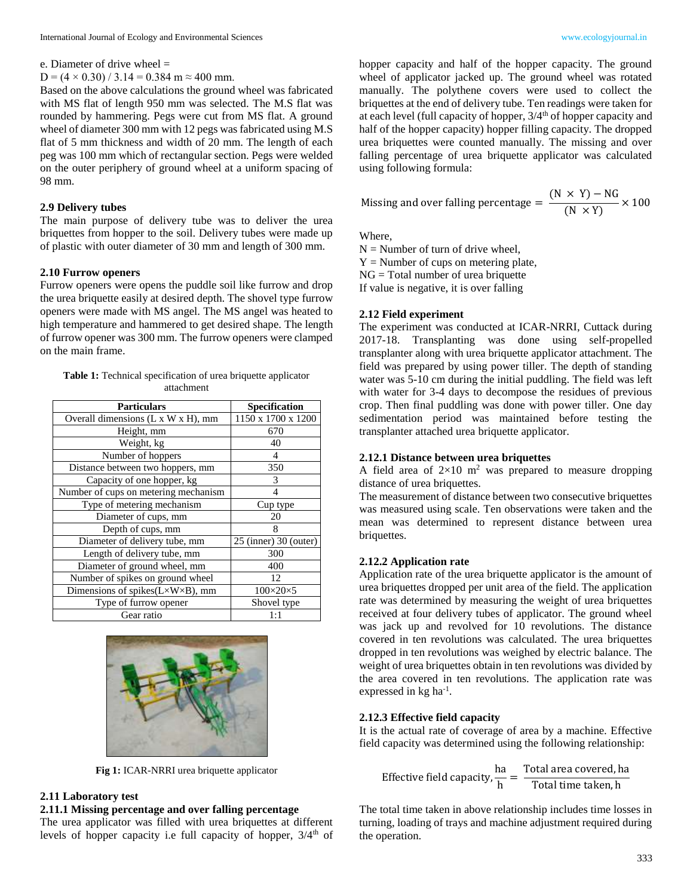e. Diameter of drive wheel =

$D = (4 \times 0.30) / 3.14 = 0.384$ m ≈ 400 mm.

Based on the above calculations the ground wheel was fabricated with MS flat of length 950 mm was selected. The M.S flat was rounded by hammering. Pegs were cut from MS flat. A ground wheel of diameter 300 mm with 12 pegs was fabricated using M.S flat of 5 mm thickness and width of 20 mm. The length of each peg was 100 mm which of rectangular section. Pegs were welded on the outer periphery of ground wheel at a uniform spacing of 98 mm.

### 2.9 Delivery tubes

The main purpose of delivery tube was to deliver the urea briquettes from hopper to the soil. Delivery tubes were made up of plastic with outer diameter of 30 mm and length of 300 mm.

### 2.10 Furrow openers

Furrow openers were opens the puddle soil like furrow and drop the urea briquette easily at desired depth. The shovel type furrow openers were made with MS angel. The MS angel was heated to high temperature and hammered to get desired shape. The length of furrow opener was 300 mm. The furrow openers were clamped on the main frame.

**Table 1:** Technical specification of urea briquette applicator attachment

| Particulars | Specification |
|---|---|
| Overall dimensions (L x W x H), mm | 1150 x 1700 x 1200 |
| Height, mm | 670 |
| Weight, kg | 40 |
| Number of hoppers | 4 |
| Distance between two hoppers, mm | 350 |
| Capacity of one hopper, kg | 3 |
| Number of cups on metering mechanism | 4 |
| Type of metering mechanism | Cup type |
| Diameter of cups, mm | 20 |
| Depth of cups, mm | 8 |
| Diameter of delivery tube, mm | 25 (inner) 30 (outer) |
| Length of delivery tube, mm | 300 |
| Diameter of ground wheel, mm | 400 |
| Number of spikes on ground wheel | 12 |
| Dimensions of spikes(L×W×B), mm | 100×20×5 |
| Type of furrow opener | Shovel type |
| Gear ratio | 1:1 |

**Fig 1:** ICAR-NRRI urea briquette applicator

### 2.11 Laboratory test

### 2.11.1 Missing percentage and over falling percentage

The urea applicator was filled with urea briquettes at different levels of hopper capacity i.e full capacity of hopper, 3/4th of hopper capacity and half of the hopper capacity. The ground wheel of applicator jacked up. The ground wheel was rotated manually. The polythene covers were used to collect the briquettes at the end of delivery tube. Ten readings were taken for at each level (full capacity of hopper, 3/4th of hopper capacity and half of the hopper capacity) hopper filling capacity. The dropped urea briquettes were counted manually. The missing and over falling percentage of urea briquette applicator was calculated using following formula:

$$\text{Missing and over falling percentage} = \frac{(N \times Y) - NG}{(N \times Y)} \times 100$$

Where,

N = Number of turn of drive wheel,

Y = Number of cups on metering plate,

NG = Total number of urea briquette

If value is negative, it is over falling

### 2.12 Field experiment

The experiment was conducted at ICAR-NRRI, Cuttack during 2017-18. Transplanting was done using self-propelled transplanter along with urea briquette applicator attachment. The field was prepared by using power tiller. The depth of standing water was 5-10 cm during the initial puddling. The field was left with water for 3-4 days to decompose the residues of previous crop. Then final puddling was done with power tiller. One day sedimentation period was maintained before testing the transplanter attached urea briquette applicator.

### 2.12.1 Distance between urea briquettes

A field area of $2 \times 10$ m$^2$ was prepared to measure dropping distance of urea briquettes.

The measurement of distance between two consecutive briquettes was measured using scale. Ten observations were taken and the mean was determined to represent distance between urea briquettes.

### 2.12.2 Application rate

Application rate of the urea briquette applicator is the amount of urea briquettes dropped per unit area of the field. The application rate was determined by measuring the weight of urea briquettes received at four delivery tubes of applicator. The ground wheel was jack up and revolved for 10 revolutions. The distance covered in ten revolutions was calculated. The urea briquettes dropped in ten revolutions was weighed by electric balance. The weight of urea briquettes obtain in ten revolutions was divided by the area covered in ten revolutions. The application rate was expressed in kg ha$^{-1}$.

### 2.12.3 Effective field capacity

It is the actual rate of coverage of area by a machine. Effective field capacity was determined using the following relationship:

$$\text{Effective field capacity}, \frac{\text{ha}}{\text{h}} = \frac{\text{Total area covered, ha}}{\text{Total time taken, h}}$$

The total time taken in above relationship includes time losses in turning, loading of trays and machine adjustment required during the operation.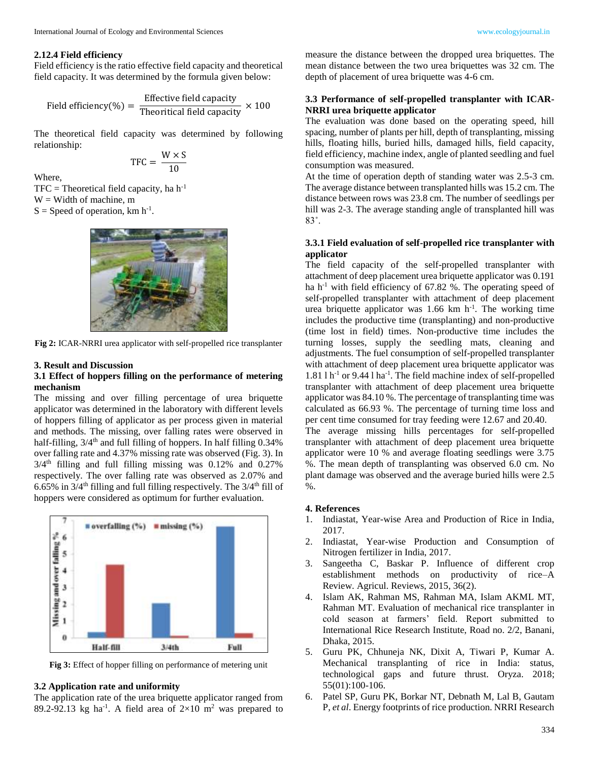### 2.12.4 Field efficiency

Field efficiency is the ratio effective field capacity and theoretical field capacity. It was determined by the formula given below:

$$\text{Field efficiency}(\%) = \frac{\text{Effective field capacity}}{\text{Theoritical field capacity}} \times 100$$

The theoretical field capacity was determined by following relationship:

$$\text{TFC} = \frac{W \times S}{10}$$

Where,

TFC = Theoretical field capacity, ha $h^{-1}$

W = Width of machine, m

S = Speed of operation, km $h^{-1}$.

**Fig 2:** ICAR-NRRI urea applicator with self-propelled rice transplanter

## 3. Result and Discussion

### 3.1 Effect of hoppers filling on the performance of metering mechanism

The missing and over filling percentage of urea briquette applicator was determined in the laboratory with different levels of hoppers filling of applicator as per process given in material and methods. The missing, over filling rates were observed in half-filling, 3/4$^{th}$ and full filling of hoppers. In half filling 0.34% over falling rate and 4.37% missing rate was observed (Fig. 3). In 3/4$^{th}$ filling and full filling missing was 0.12% and 0.27% respectively. The over falling rate was observed as 2.07% and 6.65% in 3/4$^{th}$ filling and full filling respectively. The 3/4$^{th}$ fill of hoppers were considered as optimum for further evaluation.

**Fig 3:** Effect of hopper filling on performance of metering unit

### 3.2 Application rate and uniformity

The application rate of the urea briquette applicator ranged from 89.2-92.13 kg $ha^{-1}$. A field area of 2×10 $m^2$ was prepared to measure the distance between the dropped urea briquettes. The mean distance between the two urea briquettes was 32 cm. The depth of placement of urea briquette was 4-6 cm.

### 3.3 Performance of self-propelled transplanter with ICAR-NRRI urea briquette applicator

The evaluation was done based on the operating speed, hill spacing, number of plants per hill, depth of transplanting, missing hills, floating hills, buried hills, damaged hills, field capacity, field efficiency, machine index, angle of planted seedling and fuel consumption was measured.

At the time of operation depth of standing water was 2.5-3 cm. The average distance between transplanted hills was 15.2 cm. The distance between rows was 23.8 cm. The number of seedlings per hill was 2-3. The average standing angle of transplanted hill was 83$^{\circ}$.

### 3.3.1 Field evaluation of self-propelled rice transplanter with applicator

The field capacity of the self-propelled transplanter with attachment of deep placement urea briquette applicator was 0.191 ha $h^{-1}$ with field efficiency of 67.82 %. The operating speed of self-propelled transplanter with attachment of deep placement urea briquette applicator was 1.66 km $h^{-1}$. The working time includes the productive time (transplanting) and non-productive (time lost in field) times. Non-productive time includes the turning losses, supply the seedling mats, cleaning and adjustments. The fuel consumption of self-propelled transplanter with attachment of deep placement urea briquette applicator was 1.81 l $h^{-1}$ or 9.44 l $ha^{-1}$. The field machine index of self-propelled transplanter with attachment of deep placement urea briquette applicator was 84.10 %. The percentage of transplanting time was calculated as 66.93 %. The percentage of turning time loss and per cent time consumed for tray feeding were 12.67 and 20.40.

The average missing hills percentages for self-propelled transplanter with attachment of deep placement urea briquette applicator were 10 % and average floating seedlings were 3.75 %. The mean depth of transplanting was observed 6.0 cm. No plant damage was observed and the average buried hills were 2.5 %.

## 4. References

1. Indiastat, Year-wise Area and Production of Rice in India, 2017.
2. Indiastat, Year-wise Production and Consumption of Nitrogen fertilizer in India, 2017.
3. Sangeetha C, Baskar P. Influence of different crop establishment methods on productivity of rice–A Review. Agricul. Reviews, 2015, 36(2).
4. Islam AK, Rahman MS, Rahman MA, Islam AKML MT, Rahman MT. Evaluation of mechanical rice transplanter in cold season at farmers' field. Report submitted to International Rice Research Institute, Road no. 2/2, Banani, Dhaka, 2015.
5. Guru PK, Chhuneja NK, Dixit A, Tiwari P, Kumar A. Mechanical transplanting of rice in India: status, technological gaps and future thrust. Oryza. 2018; 55(01):100-106.
6. Patel SP, Guru PK, Borkar NT, Debnath M, Lal B, Gautam P, *et al*. Energy footprints of rice production. NRRI Research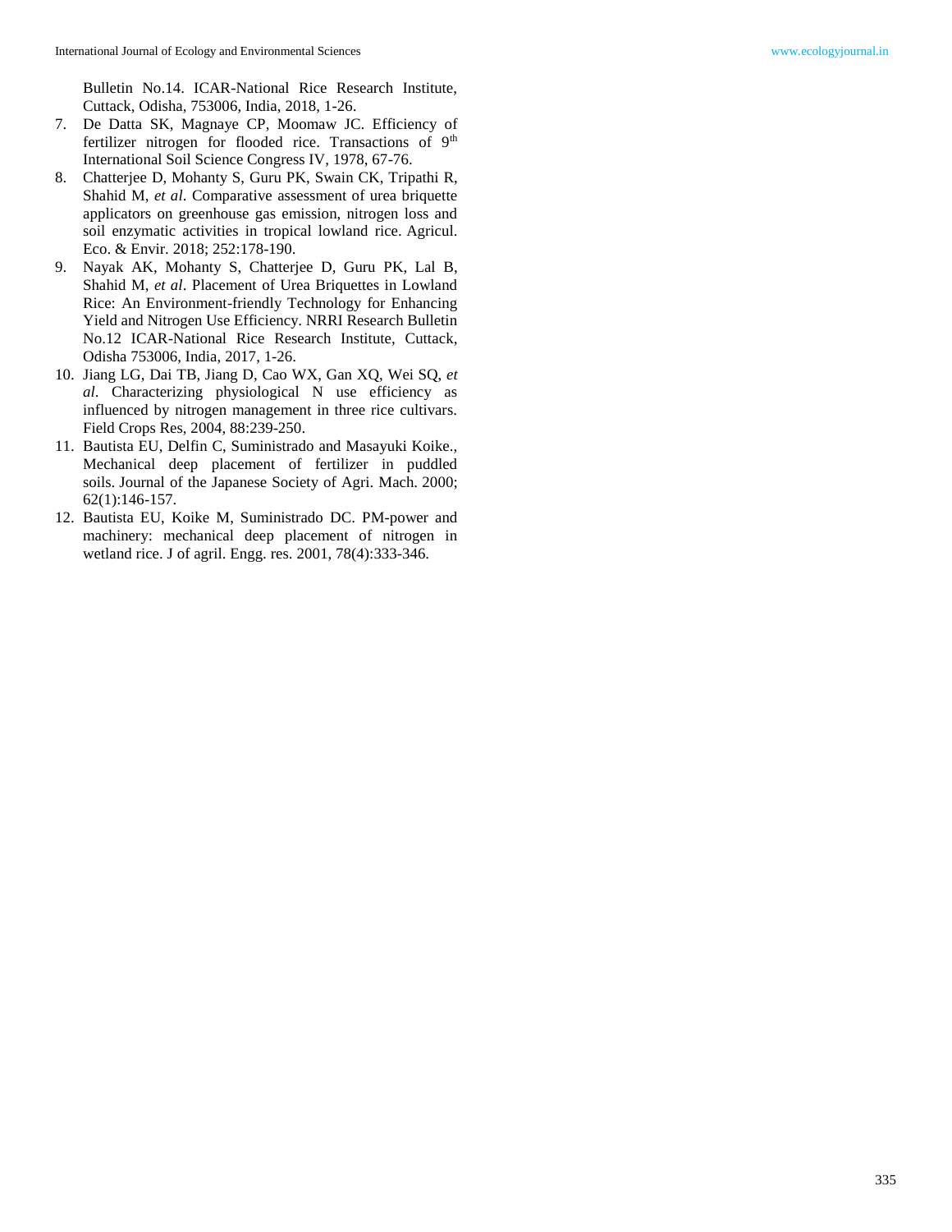Bulletin No.14. ICAR-National Rice Research Institute, Cuttack, Odisha, 753006, India, 2018, 1-26.

7. De Datta SK, Magnaye CP, Moomaw JC. Efficiency of fertilizer nitrogen for flooded rice. Transactions of 9th International Soil Science Congress IV, 1978, 67-76.
8. Chatterjee D, Mohanty S, Guru PK, Swain CK, Tripathi R, Shahid M, *et al*. Comparative assessment of urea briquette applicators on greenhouse gas emission, nitrogen loss and soil enzymatic activities in tropical lowland rice. Agricul. Eco. & Envir. 2018; 252:178-190.
9. Nayak AK, Mohanty S, Chatterjee D, Guru PK, Lal B, Shahid M, *et al*. Placement of Urea Briquettes in Lowland Rice: An Environment-friendly Technology for Enhancing Yield and Nitrogen Use Efficiency. NRRI Research Bulletin No.12 ICAR-National Rice Research Institute, Cuttack, Odisha 753006, India, 2017, 1-26.
10. Jiang LG, Dai TB, Jiang D, Cao WX, Gan XQ, Wei SQ, *et al*. Characterizing physiological N use efficiency as influenced by nitrogen management in three rice cultivars. Field Crops Res, 2004, 88:239-250.
11. Bautista EU, Delfin C, Suministrado and Masayuki Koike., Mechanical deep placement of fertilizer in puddled soils. Journal of the Japanese Society of Agri. Mach. 2000; 62(1):146-157.
12. Bautista EU, Koike M, Suministrado DC. PM-power and machinery: mechanical deep placement of nitrogen in wetland rice. J of agril. Engg. res. 2001, 78(4):333-346.